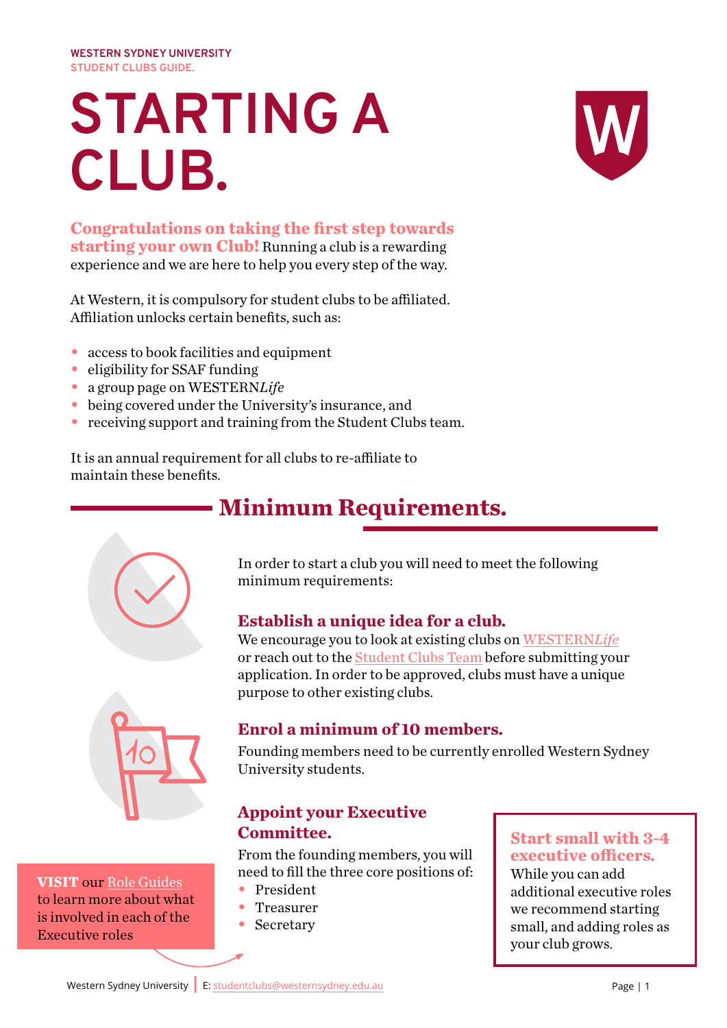WESTERN SYDNEY UNIVERSITY
STUDENT CLUBS GUIDE.

# STARTING A CLUB.

**Congratulations on taking the first step towards starting your own Club!** Running a club is a rewarding experience and we are here to help you every step of the way.

At Western, it is compulsory for student clubs to be affiliated. Affiliation unlocks certain benefits, such as:

- access to book facilities and equipment
- eligibility for SSAF funding
- a group page on WESTERN*Life*
- being covered under the University's insurance, and
- receiving support and training from the Student Clubs team.

It is an annual requirement for all clubs to re-affiliate to maintain these benefits.

## Minimum Requirements.

In order to start a club you will need to meet the following minimum requirements:

### Establish a unique idea for a club.

We encourage you to look at existing clubs on WESTERN*Life* or reach out to the Student Clubs Team before submitting your application. In order to be approved, clubs must have a unique purpose to other existing clubs.

### Enrol a minimum of 10 members.

Founding members need to be currently enrolled Western Sydney University students.

### Appoint your Executive Committee.

From the founding members, you will need to fill the three core positions of:

- President
- Treasurer
- Secretary

**Start small with 3-4 executive officers.**
While you can add additional executive roles we recommend starting small, and adding roles as your club grows.

**VISIT** our Role Guides to learn more about what is involved in each of the Executive roles

Western Sydney University | E: studentclubs@westernsydney.edu.au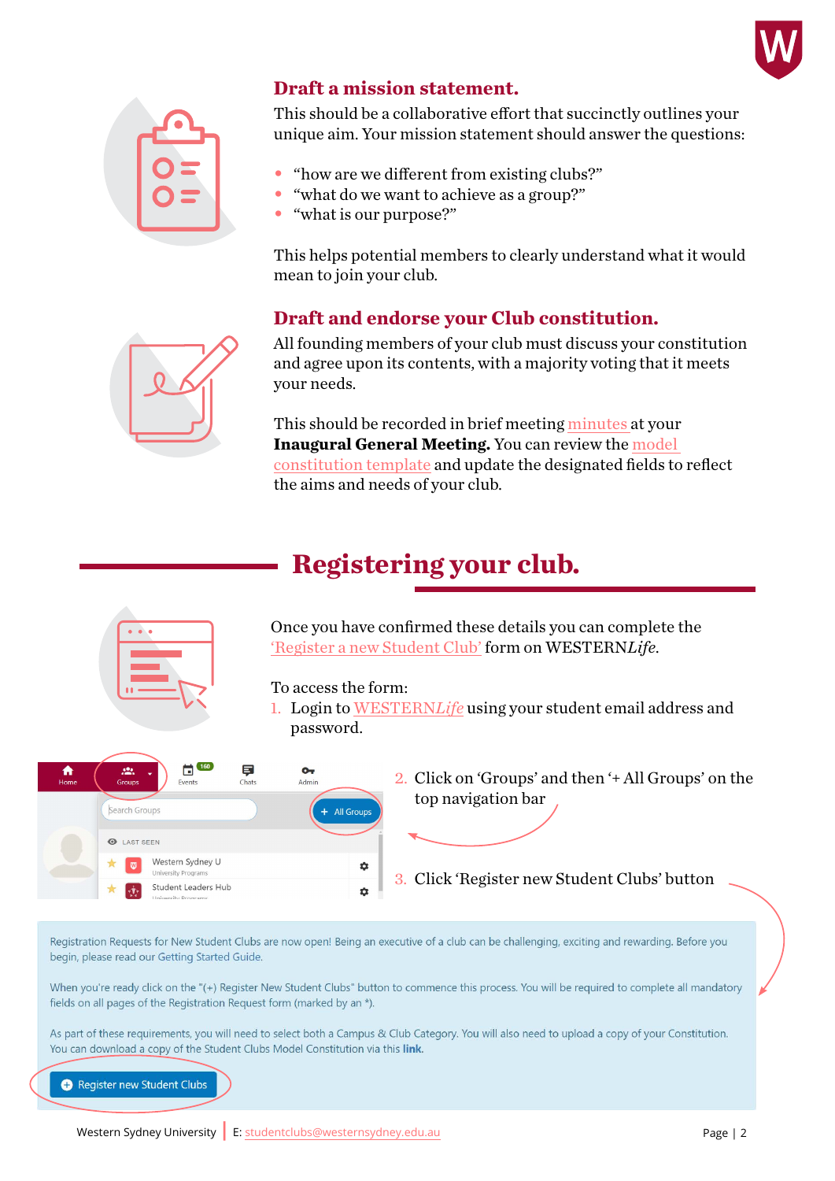### Draft a mission statement.

This should be a collaborative effort that succinctly outlines your unique aim. Your mission statement should answer the questions:

- “how are we different from existing clubs?”
- “what do we want to achieve as a group?”
- “what is our purpose?”

This helps potential members to clearly understand what it would mean to join your club.

### Draft and endorse your Club constitution.

All founding members of your club must discuss your constitution and agree upon its contents, with a majority voting that it meets your needs.

This should be recorded in brief meeting minutes at your **Inaugural General Meeting.** You can review the model constitution template and update the designated fields to reflect the aims and needs of your club.

## Registering your club.

Once you have confirmed these details you can complete the ‘Register a new Student Club’ form on WESTERN*Life*.

To access the form:

1. Login to WESTERN*Life* using your student email address and password.
2. Click on ‘Groups’ and then ‘+ All Groups’ on the top navigation bar
3. Click ‘Register new Student Clubs’ button

Registration Requests for New Student Clubs are now open! Being an executive of a club can be challenging, exciting and rewarding. Before you begin, please read our Getting Started Guide.

When you're ready click on the "(+) Register New Student Clubs" button to commence this process. You will be required to complete all mandatory fields on all pages of the Registration Request form (marked by an *).

As part of these requirements, you will need to select both a Campus & Club Category. You will also need to upload a copy of your Constitution. You can download a copy of the Student Clubs Model Constitution via this **link.**

Register new Student Clubs

Western Sydney University | E: studentclubs@westernsydney.edu.au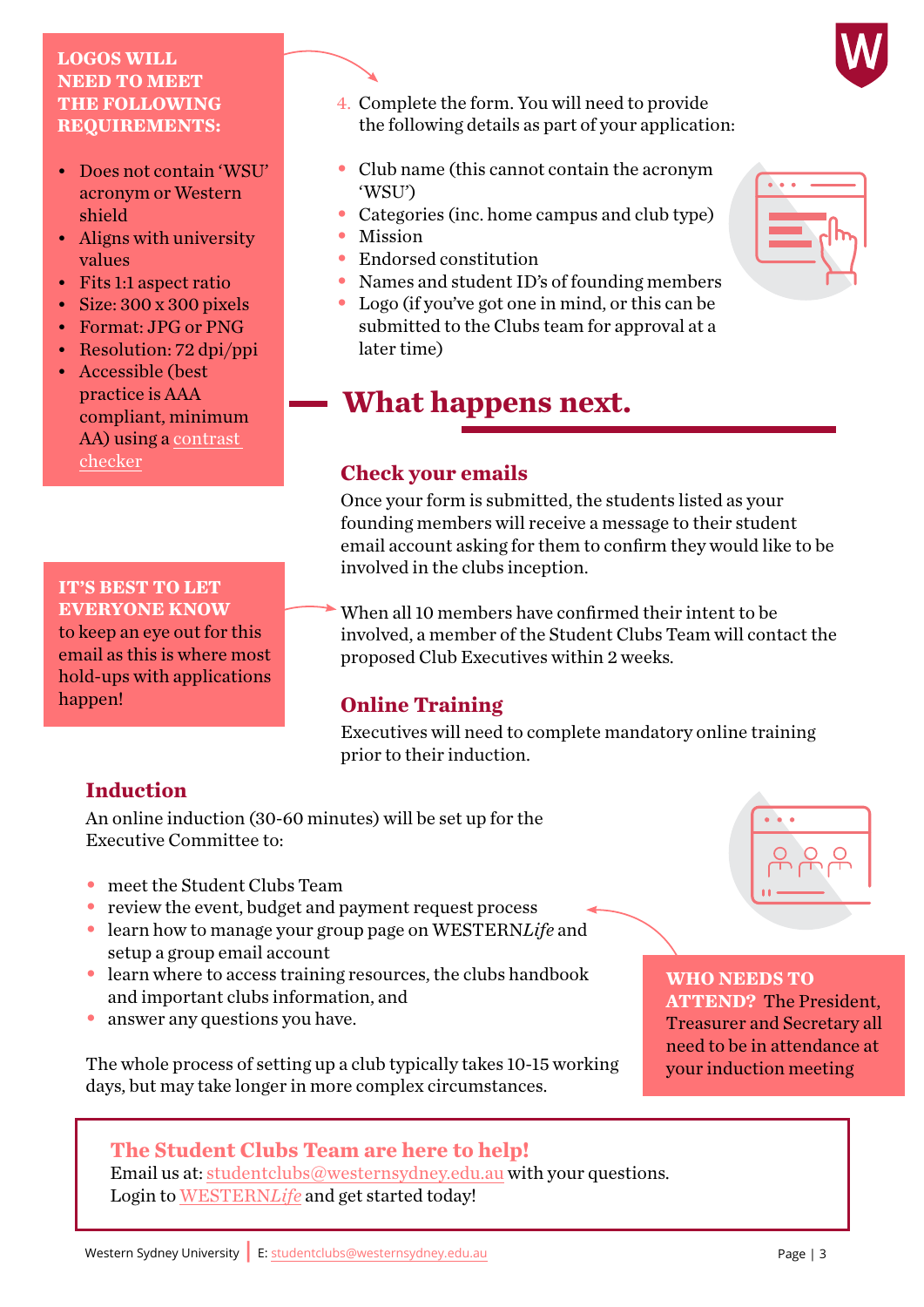**LOGOS WILL NEED TO MEET THE FOLLOWING REQUIREMENTS:**

- Does not contain 'WSU' acronym or Western shield
- Aligns with university values
- Fits 1:1 aspect ratio
- Size: 300 x 300 pixels
- Format: JPG or PNG
- Resolution: 72 dpi/ppi
- Accessible (best practice is AAA compliant, minimum AA) using a contrast checker

4. Complete the form. You will need to provide the following details as part of your application:

- Club name (this cannot contain the acronym 'WSU')
- Categories (inc. home campus and club type)
- Mission
- Endorsed constitution
- Names and student ID's of founding members
- Logo (if you've got one in mind, or this can be submitted to the Clubs team for approval at a later time)

# What happens next.

## Check your emails

Once your form is submitted, the students listed as your founding members will receive a message to their student email account asking for them to confirm they would like to be involved in the clubs inception.

**IT'S BEST TO LET EVERYONE KNOW** to keep an eye out for this email as this is where most hold-ups with applications happen!

When all 10 members have confirmed their intent to be involved, a member of the Student Clubs Team will contact the proposed Club Executives within 2 weeks.

## Online Training

Executives will need to complete mandatory online training prior to their induction.

## Induction

An online induction (30-60 minutes) will be set up for the Executive Committee to:

- meet the Student Clubs Team
- review the event, budget and payment request process
- learn how to manage your group page on WESTERN*Life* and setup a group email account
- learn where to access training resources, the clubs handbook and important clubs information, and
- answer any questions you have.

**WHO NEEDS TO ATTEND?** The President, Treasurer and Secretary all need to be in attendance at your induction meeting

The whole process of setting up a club typically takes 10-15 working days, but may take longer in more complex circumstances.

**The Student Clubs Team are here to help!**
Email us at: studentclubs@westernsydney.edu.au with your questions.
Login to WESTERN*Life* and get started today!